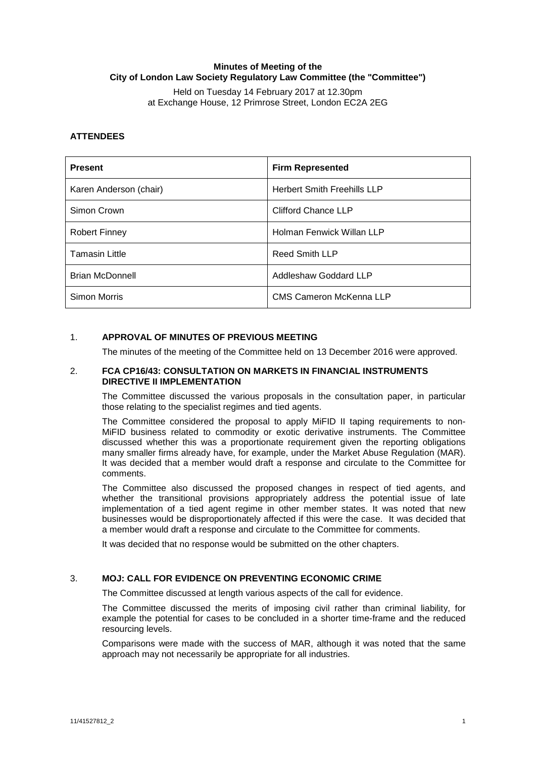**Minutes of Meeting of the**
**City of London Law Society Regulatory Law Committee (the "Committee")**

Held on Tuesday 14 February 2017 at 12.30pm
at Exchange House, 12 Primrose Street, London EC2A 2EG

## ATTENDEES

| Present | Firm Represented |
|---|---|
| Karen Anderson (chair) | Herbert Smith Freehills LLP |
| Simon Crown | Clifford Chance LLP |
| Robert Finney | Holman Fenwick Willan LLP |
| Tamasin Little | Reed Smith LLP |
| Brian McDonnell | Addleshaw Goddard LLP |
| Simon Morris | CMS Cameron McKenna LLP |

### 1. APPROVAL OF MINUTES OF PREVIOUS MEETING

The minutes of the meeting of the Committee held on 13 December 2016 were approved.

### 2. FCA CP16/43: CONSULTATION ON MARKETS IN FINANCIAL INSTRUMENTS DIRECTIVE II IMPLEMENTATION

The Committee discussed the various proposals in the consultation paper, in particular those relating to the specialist regimes and tied agents.

The Committee considered the proposal to apply MiFID II taping requirements to non-MiFID business related to commodity or exotic derivative instruments. The Committee discussed whether this was a proportionate requirement given the reporting obligations many smaller firms already have, for example, under the Market Abuse Regulation (MAR). It was decided that a member would draft a response and circulate to the Committee for comments.

The Committee also discussed the proposed changes in respect of tied agents, and whether the transitional provisions appropriately address the potential issue of late implementation of a tied agent regime in other member states. It was noted that new businesses would be disproportionately affected if this were the case. It was decided that a member would draft a response and circulate to the Committee for comments.

It was decided that no response would be submitted on the other chapters.

### 3. MOJ: CALL FOR EVIDENCE ON PREVENTING ECONOMIC CRIME

The Committee discussed at length various aspects of the call for evidence.

The Committee discussed the merits of imposing civil rather than criminal liability, for example the potential for cases to be concluded in a shorter time-frame and the reduced resourcing levels.

Comparisons were made with the success of MAR, although it was noted that the same approach may not necessarily be appropriate for all industries.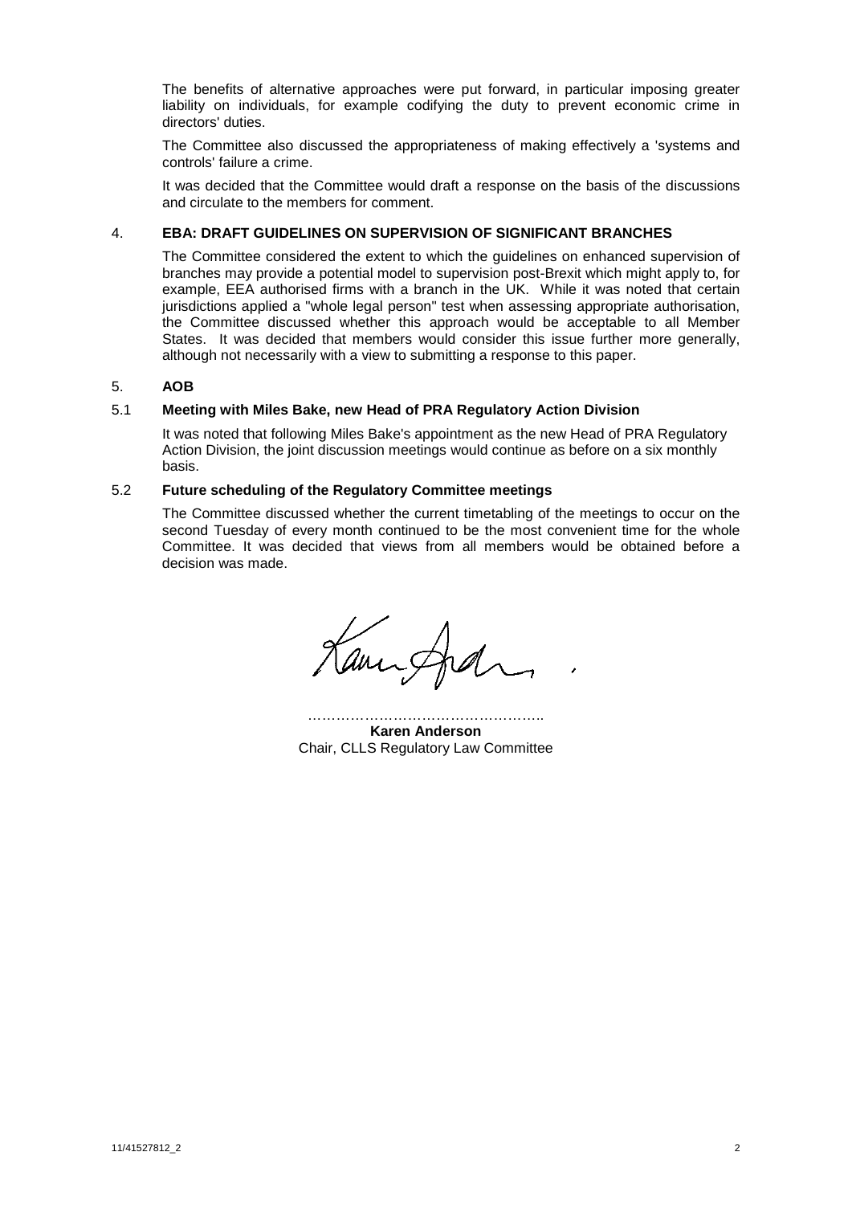The benefits of alternative approaches were put forward, in particular imposing greater liability on individuals, for example codifying the duty to prevent economic crime in directors' duties.

The Committee also discussed the appropriateness of making effectively a 'systems and controls' failure a crime.

It was decided that the Committee would draft a response on the basis of the discussions and circulate to the members for comment.

## 4. EBA: DRAFT GUIDELINES ON SUPERVISION OF SIGNIFICANT BRANCHES

The Committee considered the extent to which the guidelines on enhanced supervision of branches may provide a potential model to supervision post-Brexit which might apply to, for example, EEA authorised firms with a branch in the UK. While it was noted that certain jurisdictions applied a "whole legal person" test when assessing appropriate authorisation, the Committee discussed whether this approach would be acceptable to all Member States. It was decided that members would consider this issue further more generally, although not necessarily with a view to submitting a response to this paper.

## 5. AOB

### 5.1 Meeting with Miles Bake, new Head of PRA Regulatory Action Division

It was noted that following Miles Bake's appointment as the new Head of PRA Regulatory Action Division, the joint discussion meetings would continue as before on a six monthly basis.

### 5.2 Future scheduling of the Regulatory Committee meetings

The Committee discussed whether the current timetabling of the meetings to occur on the second Tuesday of every month continued to be the most convenient time for the whole Committee. It was decided that views from all members would be obtained before a decision was made.

…………………………………………..

**Karen Anderson**
Chair, CLLS Regulatory Law Committee